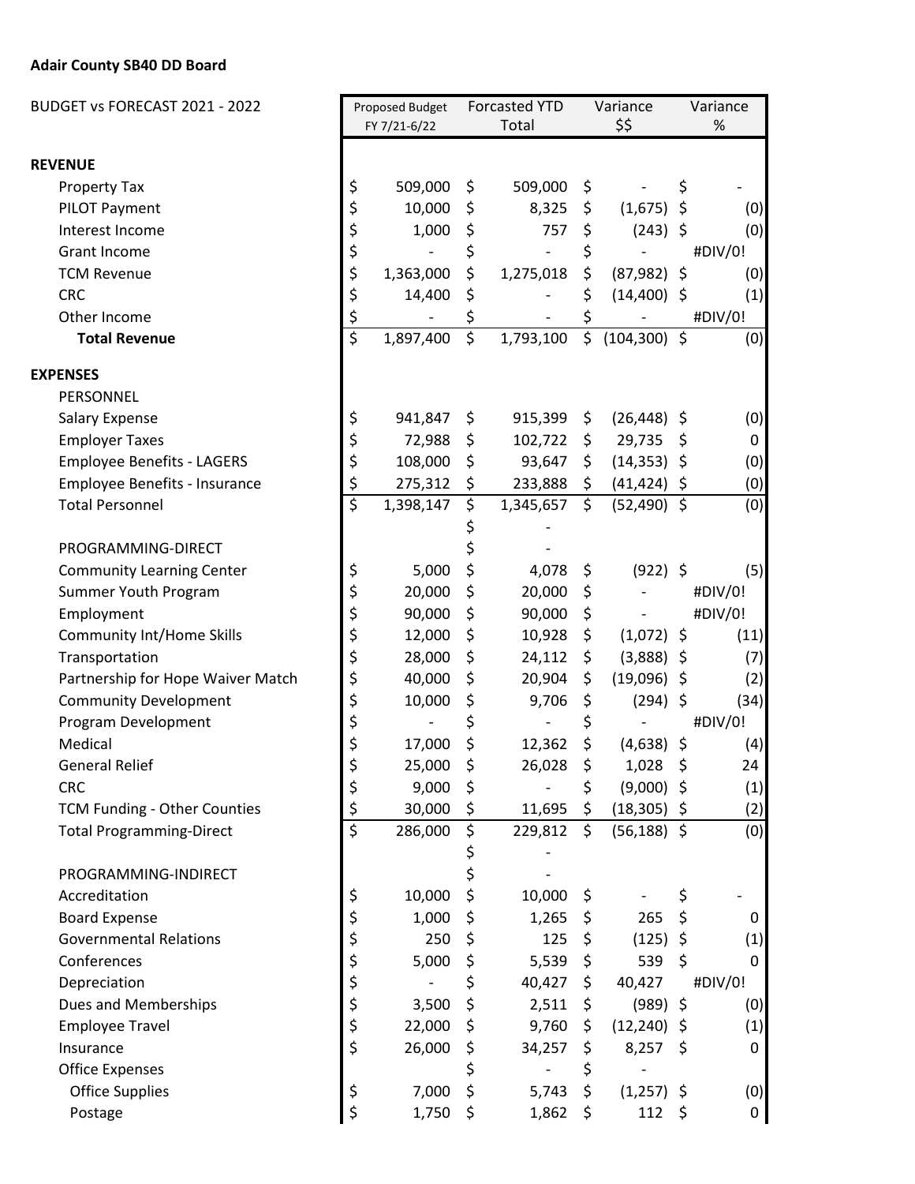**Adair County SB40 DD Board**

| BUDGET vs FORECAST 2021 - 2022 | Proposed Budget FY 7/21-6/22 | Forcasted YTD Total | Variance $$ | Variance % |
|---|---|---|---|---|
| **REVENUE** | | | | |
| Property Tax | $ 509,000 | $ 509,000 | $ - | $ - |
| PILOT Payment | $ 10,000 | $ 8,325 | $ (1,675) | $ (0) |
| Interest Income | $ 1,000 | $ 757 | $ (243) | $ (0) |
| Grant Income | $ - | $ - | $ - | #DIV/0! |
| TCM Revenue | $ 1,363,000 | $ 1,275,018 | $ (87,982) | $ (0) |
| CRC | $ 14,400 | $ - | $ (14,400) | $ (1) |
| Other Income | $ - | $ - | $ - | #DIV/0! |
| **Total Revenue** | $ 1,897,400 | $ 1,793,100 | $ (104,300) | $ (0) |
| **EXPENSES** | | | | |
| PERSONNEL | | | | |
| Salary Expense | $ 941,847 | $ 915,399 | $ (26,448) | $ (0) |
| Employer Taxes | $ 72,988 | $ 102,722 | $ 29,735 | $ 0 |
| Employee Benefits - LAGERS | $ 108,000 | $ 93,647 | $ (14,353) | $ (0) |
| Employee Benefits - Insurance | $ 275,312 | $ 233,888 | $ (41,424) | $ (0) |
| Total Personnel | $ 1,398,147 | $ 1,345,657 | $ (52,490) | $ (0) |
| | | $ - | | |
| PROGRAMMING-DIRECT | | $ - | | |
| Community Learning Center | $ 5,000 | $ 4,078 | $ (922) | $ (5) |
| Summer Youth Program | $ 20,000 | $ 20,000 | $ - | #DIV/0! |
| Employment | $ 90,000 | $ 90,000 | $ - | #DIV/0! |
| Community Int/Home Skills | $ 12,000 | $ 10,928 | $ (1,072) | $ (11) |
| Transportation | $ 28,000 | $ 24,112 | $ (3,888) | $ (7) |
| Partnership for Hope Waiver Match | $ 40,000 | $ 20,904 | $ (19,096) | $ (2) |
| Community Development | $ 10,000 | $ 9,706 | $ (294) | $ (34) |
| Program Development | $ - | $ - | $ - | #DIV/0! |
| Medical | $ 17,000 | $ 12,362 | $ (4,638) | $ (4) |
| General Relief | $ 25,000 | $ 26,028 | $ 1,028 | $ 24 |
| CRC | $ 9,000 | $ - | $ (9,000) | $ (1) |
| TCM Funding - Other Counties | $ 30,000 | $ 11,695 | $ (18,305) | $ (2) |
| Total Programming-Direct | $ 286,000 | $ 229,812 | $ (56,188) | $ (0) |
| | | $ - | | |
| PROGRAMMING-INDIRECT | | $ - | | |
| Accreditation | $ 10,000 | $ 10,000 | $ - | $ - |
| Board Expense | $ 1,000 | $ 1,265 | $ 265 | $ 0 |
| Governmental Relations | $ 250 | $ 125 | $ (125) | $ (1) |
| Conferences | $ 5,000 | $ 5,539 | $ 539 | $ 0 |
| Depreciation | $ - | $ 40,427 | $ 40,427 | #DIV/0! |
| Dues and Memberships | $ 3,500 | $ 2,511 | $ (989) | $ (0) |
| Employee Travel | $ 22,000 | $ 9,760 | $ (12,240) | $ (1) |
| Insurance | $ 26,000 | $ 34,257 | $ 8,257 | $ 0 |
| Office Expenses | | $ - | $ - | |
| Office Supplies | $ 7,000 | $ 5,743 | $ (1,257) | $ (0) |
| Postage | $ 1,750 | $ 1,862 | $ 112 | $ 0 |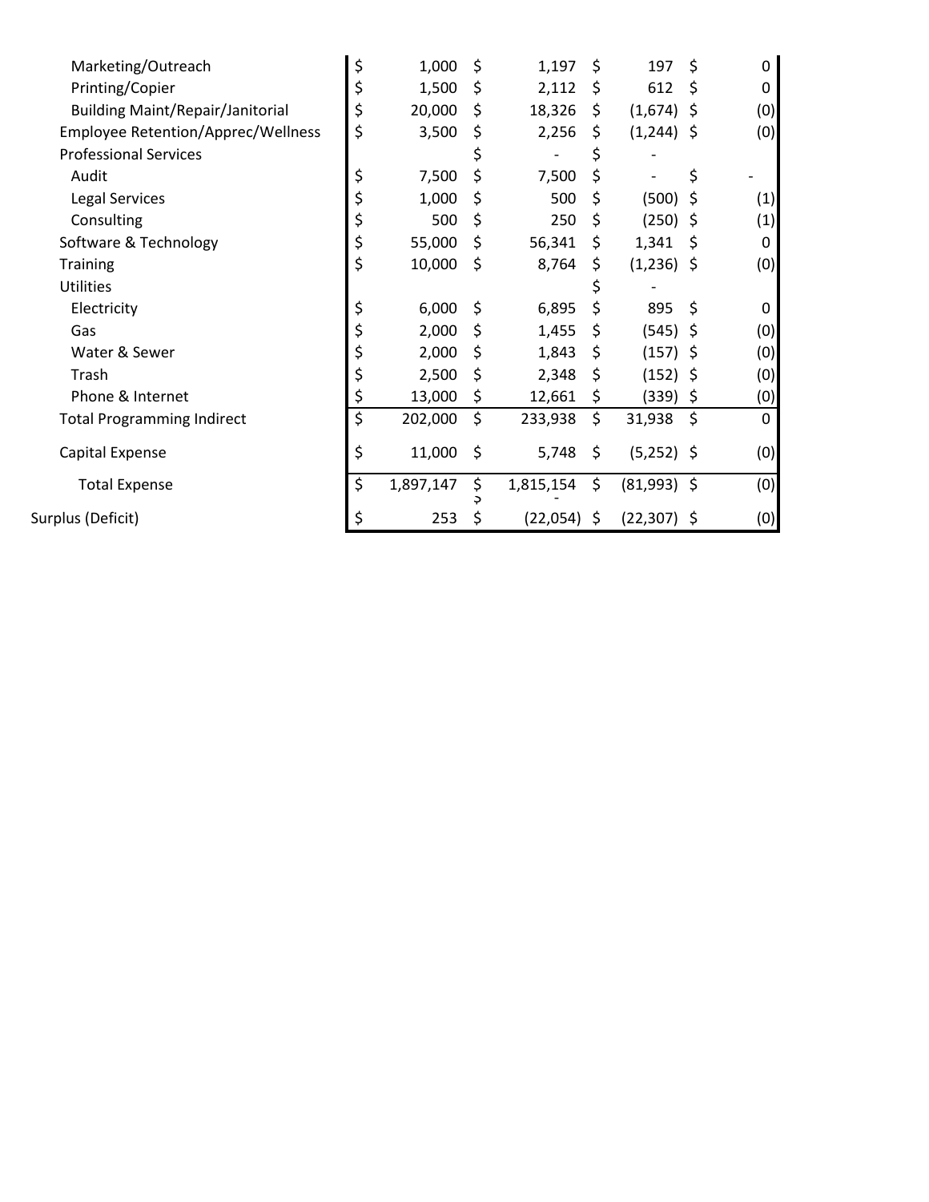| | | | | |
|---|---|---|---|---|
| Marketing/Outreach | $ 1,000 | $ 1,197 | $ 197 | $ 0 |
| Printing/Copier | $ 1,500 | $ 2,112 | $ 612 | $ 0 |
| Building Maint/Repair/Janitorial | $ 20,000 | $ 18,326 | $ (1,674) | $ (0) |
| Employee Retention/Apprec/Wellness | $ 3,500 | $ 2,256 | $ (1,244) | $ (0) |
| Professional Services | | $ - | $ - | |
| Audit | $ 7,500 | $ 7,500 | $ - | $ - |
| Legal Services | $ 1,000 | $ 500 | $ (500) | $ (1) |
| Consulting | $ 500 | $ 250 | $ (250) | $ (1) |
| Software & Technology | $ 55,000 | $ 56,341 | $ 1,341 | $ 0 |
| Training | $ 10,000 | $ 8,764 | $ (1,236) | $ (0) |
| Utilities | | | $ - | |
| Electricity | $ 6,000 | $ 6,895 | $ 895 | $ 0 |
| Gas | $ 2,000 | $ 1,455 | $ (545) | $ (0) |
| Water & Sewer | $ 2,000 | $ 1,843 | $ (157) | $ (0) |
| Trash | $ 2,500 | $ 2,348 | $ (152) | $ (0) |
| Phone & Internet | $ 13,000 | $ 12,661 | $ (339) | $ (0) |
| Total Programming Indirect | $ 202,000 | $ 233,938 | $ 31,938 | $ 0 |
| Capital Expense | $ 11,000 | $ 5,748 | $ (5,252) | $ (0) |
| Total Expense | $ 1,897,147 | $ 1,815,154 | $ (81,993) | $ (0) |
| Surplus (Deficit) | $ 253 | $ (22,054) | $ (22,307) | $ (0) |